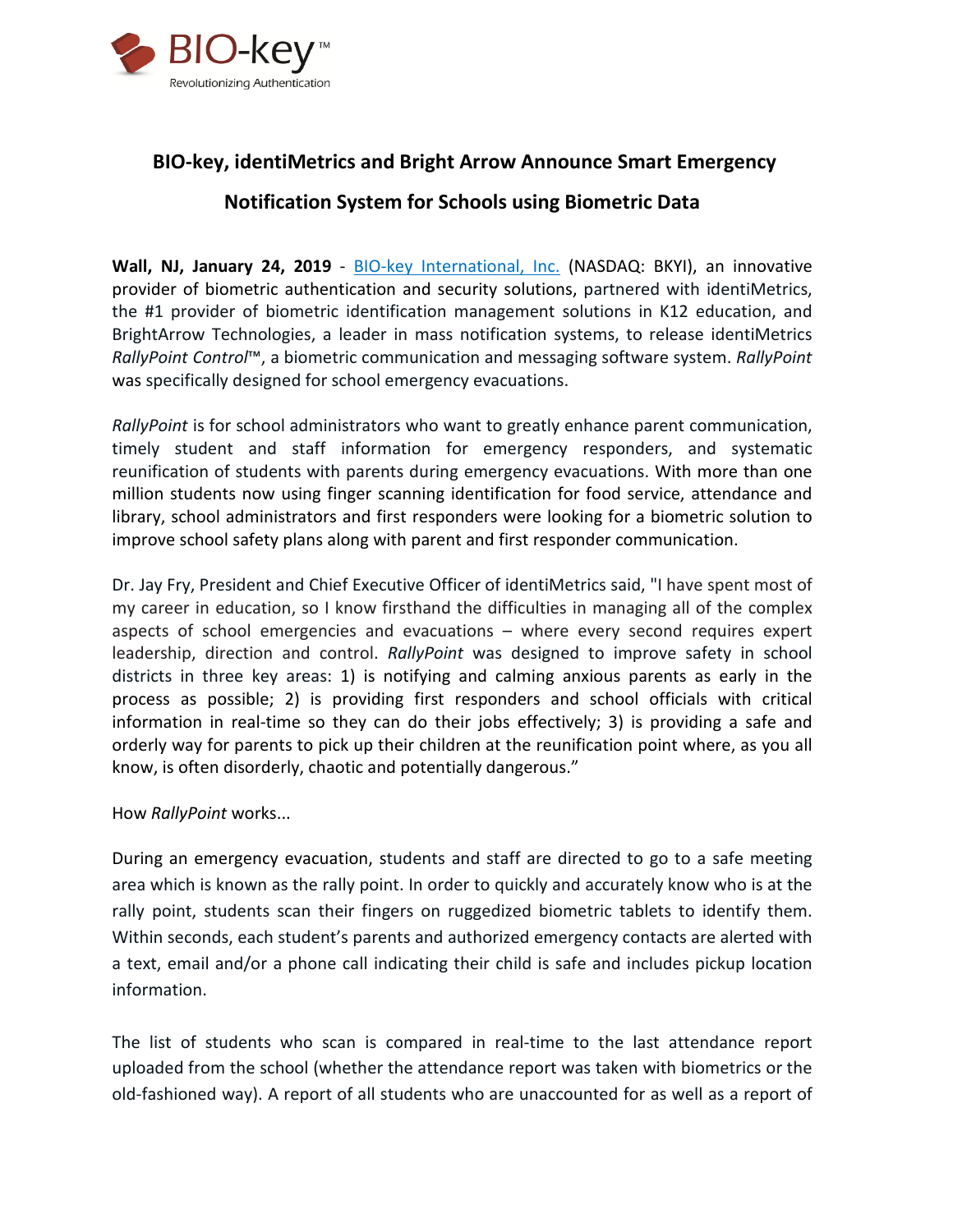BIO-key™

Revolutionizing Authentication

# BIO-key, identiMetrics and Bright Arrow Announce Smart Emergency Notification System for Schools using Biometric Data

**Wall, NJ, January 24, 2019** - BIO-key International, Inc. (NASDAQ: BKYI), an innovative provider of biometric authentication and security solutions, partnered with identiMetrics, the #1 provider of biometric identification management solutions in K12 education, and BrightArrow Technologies, a leader in mass notification systems, to release identiMetrics *RallyPoint Control*™, a biometric communication and messaging software system. *RallyPoint* was specifically designed for school emergency evacuations.

*RallyPoint* is for school administrators who want to greatly enhance parent communication, timely student and staff information for emergency responders, and systematic reunification of students with parents during emergency evacuations. With more than one million students now using finger scanning identification for food service, attendance and library, school administrators and first responders were looking for a biometric solution to improve school safety plans along with parent and first responder communication.

Dr. Jay Fry, President and Chief Executive Officer of identiMetrics said, "I have spent most of my career in education, so I know firsthand the difficulties in managing all of the complex aspects of school emergencies and evacuations – where every second requires expert leadership, direction and control. *RallyPoint* was designed to improve safety in school districts in three key areas: 1) is notifying and calming anxious parents as early in the process as possible; 2) is providing first responders and school officials with critical information in real-time so they can do their jobs effectively; 3) is providing a safe and orderly way for parents to pick up their children at the reunification point where, as you all know, is often disorderly, chaotic and potentially dangerous."

How *RallyPoint* works...

During an emergency evacuation, students and staff are directed to go to a safe meeting area which is known as the rally point. In order to quickly and accurately know who is at the rally point, students scan their fingers on ruggedized biometric tablets to identify them. Within seconds, each student's parents and authorized emergency contacts are alerted with a text, email and/or a phone call indicating their child is safe and includes pickup location information.

The list of students who scan is compared in real-time to the last attendance report uploaded from the school (whether the attendance report was taken with biometrics or the old-fashioned way). A report of all students who are unaccounted for as well as a report of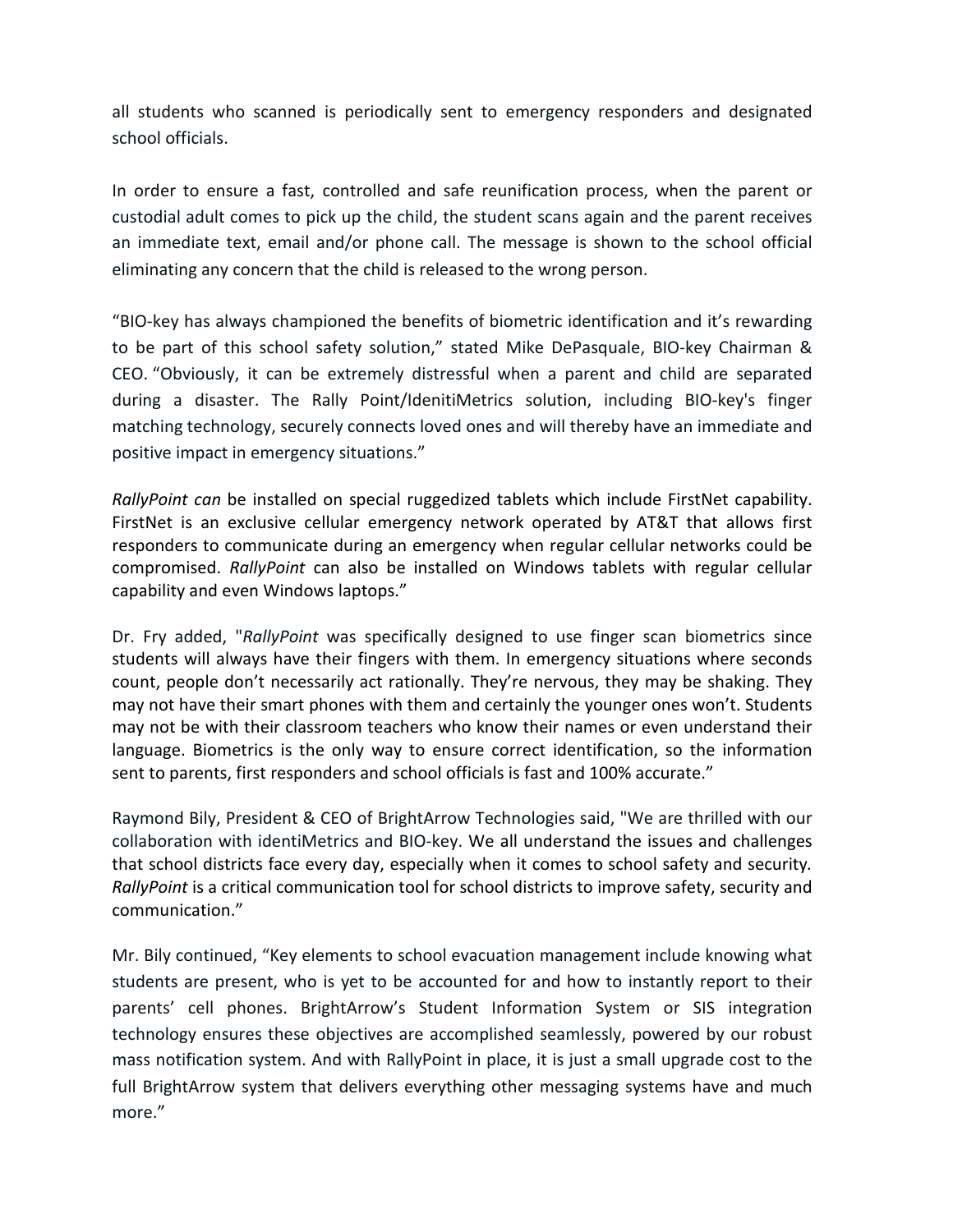all students who scanned is periodically sent to emergency responders and designated school officials.

In order to ensure a fast, controlled and safe reunification process, when the parent or custodial adult comes to pick up the child, the student scans again and the parent receives an immediate text, email and/or phone call. The message is shown to the school official eliminating any concern that the child is released to the wrong person.

"BIO-key has always championed the benefits of biometric identification and it's rewarding to be part of this school safety solution," stated Mike DePasquale, BIO-key Chairman & CEO. "Obviously, it can be extremely distressful when a parent and child are separated during a disaster. The Rally Point/IdenitiMetrics solution, including BIO-key's finger matching technology, securely connects loved ones and will thereby have an immediate and positive impact in emergency situations."

*RallyPoint can* be installed on special ruggedized tablets which include FirstNet capability. FirstNet is an exclusive cellular emergency network operated by AT&T that allows first responders to communicate during an emergency when regular cellular networks could be compromised. *RallyPoint* can also be installed on Windows tablets with regular cellular capability and even Windows laptops."

Dr. Fry added, "*RallyPoint* was specifically designed to use finger scan biometrics since students will always have their fingers with them. In emergency situations where seconds count, people don't necessarily act rationally. They're nervous, they may be shaking. They may not have their smart phones with them and certainly the younger ones won't. Students may not be with their classroom teachers who know their names or even understand their language. Biometrics is the only way to ensure correct identification, so the information sent to parents, first responders and school officials is fast and 100% accurate."

Raymond Bily, President & CEO of BrightArrow Technologies said, "We are thrilled with our collaboration with identiMetrics and BIO-key. We all understand the issues and challenges that school districts face every day, especially when it comes to school safety and security. *RallyPoint* is a critical communication tool for school districts to improve safety, security and communication."

Mr. Bily continued, "Key elements to school evacuation management include knowing what students are present, who is yet to be accounted for and how to instantly report to their parents' cell phones. BrightArrow's Student Information System or SIS integration technology ensures these objectives are accomplished seamlessly, powered by our robust mass notification system. And with RallyPoint in place, it is just a small upgrade cost to the full BrightArrow system that delivers everything other messaging systems have and much more."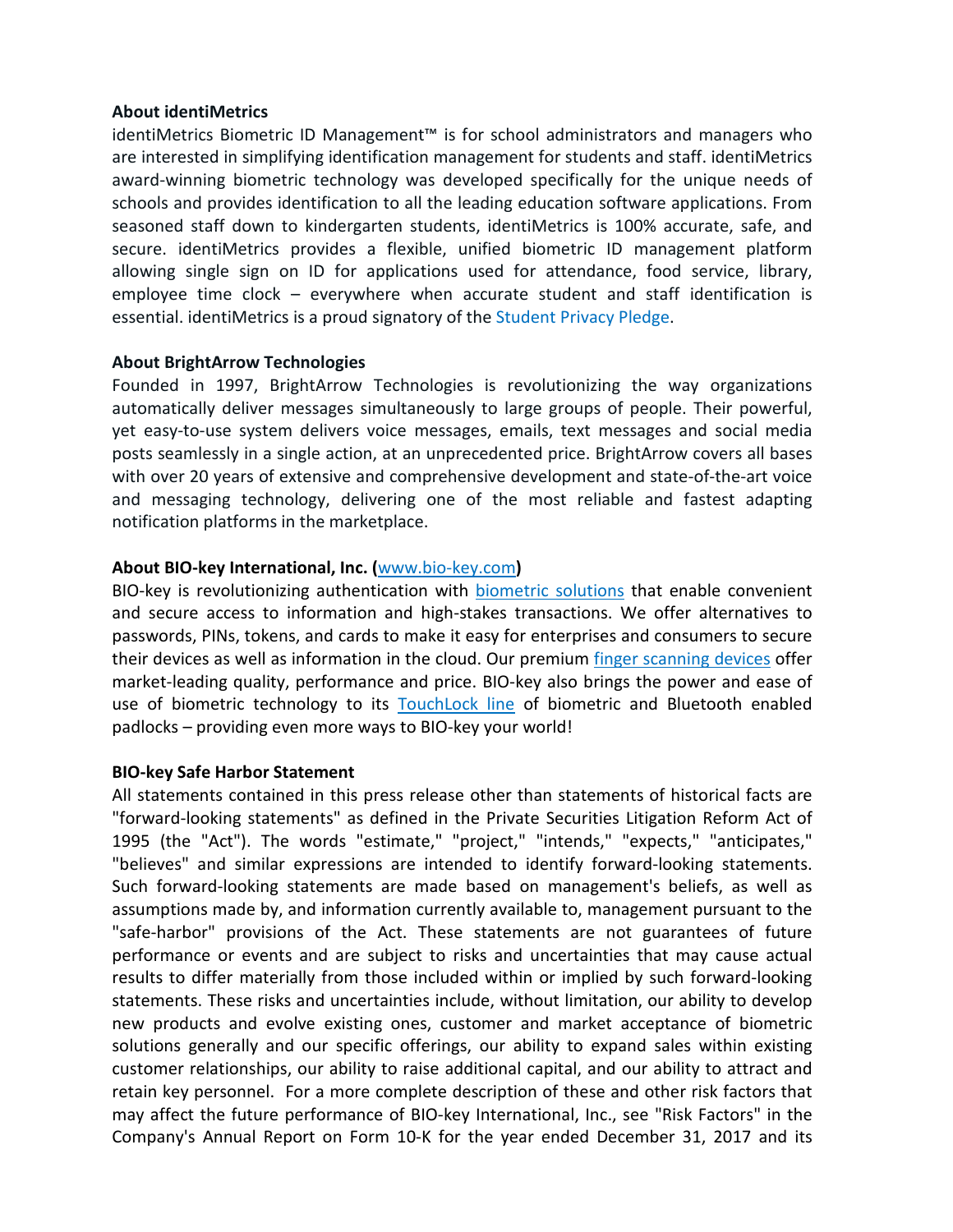**About identiMetrics**

identiMetrics Biometric ID Management™ is for school administrators and managers who are interested in simplifying identification management for students and staff. identiMetrics award-winning biometric technology was developed specifically for the unique needs of schools and provides identification to all the leading education software applications. From seasoned staff down to kindergarten students, identiMetrics is 100% accurate, safe, and secure. identiMetrics provides a flexible, unified biometric ID management platform allowing single sign on ID for applications used for attendance, food service, library, employee time clock – everywhere when accurate student and staff identification is essential. identiMetrics is a proud signatory of the Student Privacy Pledge.

**About BrightArrow Technologies**

Founded in 1997, BrightArrow Technologies is revolutionizing the way organizations automatically deliver messages simultaneously to large groups of people. Their powerful, yet easy-to-use system delivers voice messages, emails, text messages and social media posts seamlessly in a single action, at an unprecedented price. BrightArrow covers all bases with over 20 years of extensive and comprehensive development and state-of-the-art voice and messaging technology, delivering one of the most reliable and fastest adapting notification platforms in the marketplace.

**About BIO-key International, Inc. (www.bio-key.com)**

BIO-key is revolutionizing authentication with biometric solutions that enable convenient and secure access to information and high-stakes transactions. We offer alternatives to passwords, PINs, tokens, and cards to make it easy for enterprises and consumers to secure their devices as well as information in the cloud. Our premium finger scanning devices offer market-leading quality, performance and price. BIO-key also brings the power and ease of use of biometric technology to its TouchLock line of biometric and Bluetooth enabled padlocks – providing even more ways to BIO-key your world!

**BIO-key Safe Harbor Statement**

All statements contained in this press release other than statements of historical facts are "forward-looking statements" as defined in the Private Securities Litigation Reform Act of 1995 (the "Act"). The words "estimate," "project," "intends," "expects," "anticipates," "believes" and similar expressions are intended to identify forward-looking statements. Such forward-looking statements are made based on management's beliefs, as well as assumptions made by, and information currently available to, management pursuant to the "safe-harbor" provisions of the Act. These statements are not guarantees of future performance or events and are subject to risks and uncertainties that may cause actual results to differ materially from those included within or implied by such forward-looking statements. These risks and uncertainties include, without limitation, our ability to develop new products and evolve existing ones, customer and market acceptance of biometric solutions generally and our specific offerings, our ability to expand sales within existing customer relationships, our ability to raise additional capital, and our ability to attract and retain key personnel. For a more complete description of these and other risk factors that may affect the future performance of BIO-key International, Inc., see "Risk Factors" in the Company's Annual Report on Form 10-K for the year ended December 31, 2017 and its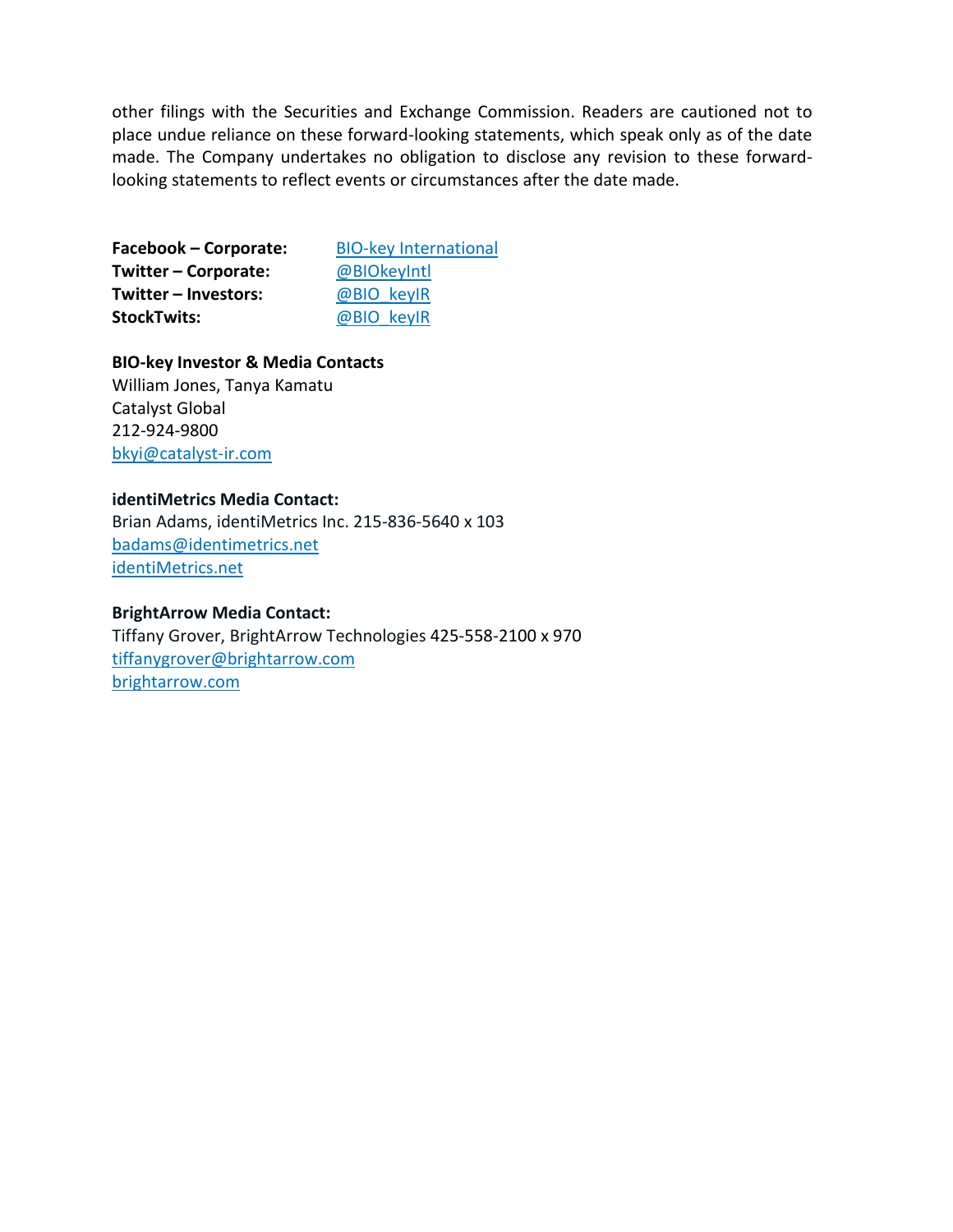other filings with the Securities and Exchange Commission. Readers are cautioned not to place undue reliance on these forward-looking statements, which speak only as of the date made. The Company undertakes no obligation to disclose any revision to these forward-looking statements to reflect events or circumstances after the date made.

| | |
|---|---|
| **Facebook – Corporate:** | BIO-key International |
| **Twitter – Corporate:** | @BIOkeyIntl |
| **Twitter – Investors:** | @BIO_keyIR |
| **StockTwits:** | @BIO_keyIR |

**BIO-key Investor & Media Contacts**
William Jones, Tanya Kamatu
Catalyst Global
212-924-9800
bkyi@catalyst-ir.com

**identiMetrics Media Contact:**
Brian Adams, identiMetrics Inc. 215-836-5640 x 103
badams@identimetrics.net
identiMetrics.net

**BrightArrow Media Contact:**
Tiffany Grover, BrightArrow Technologies 425-558-2100 x 970
tiffanygrover@brightarrow.com
brightarrow.com